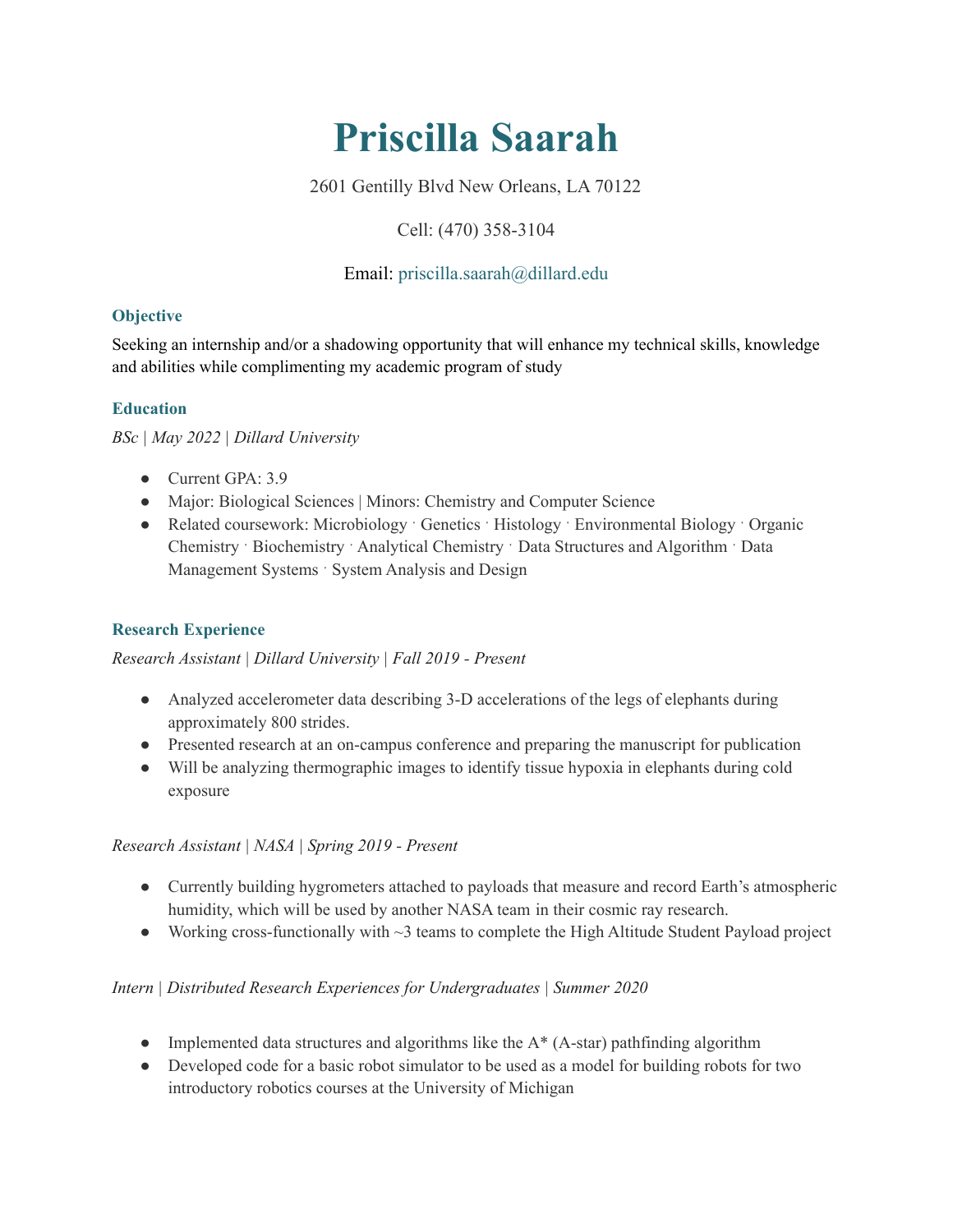# Priscilla Saarah

2601 Gentilly Blvd New Orleans, LA 70122

Cell: (470) 358-3104

Email: priscilla.saarah@dillard.edu

## Objective

Seeking an internship and/or a shadowing opportunity that will enhance my technical skills, knowledge and abilities while complimenting my academic program of study

## Education

*BSc | May 2022 | Dillard University*

- Current GPA: 3.9
- Major: Biological Sciences | Minors: Chemistry and Computer Science
- Related coursework: Microbiology · Genetics · Histology · Environmental Biology · Organic Chemistry · Biochemistry · Analytical Chemistry · Data Structures and Algorithm · Data Management Systems · System Analysis and Design

## Research Experience

*Research Assistant | Dillard University | Fall 2019 - Present*

- Analyzed accelerometer data describing 3-D accelerations of the legs of elephants during approximately 800 strides.
- Presented research at an on-campus conference and preparing the manuscript for publication
- Will be analyzing thermographic images to identify tissue hypoxia in elephants during cold exposure

*Research Assistant | NASA | Spring 2019 - Present*

- Currently building hygrometers attached to payloads that measure and record Earth's atmospheric humidity, which will be used by another NASA team in their cosmic ray research.
- Working cross-functionally with ~3 teams to complete the High Altitude Student Payload project

*Intern | Distributed Research Experiences for Undergraduates | Summer 2020*

- Implemented data structures and algorithms like the A* (A-star) pathfinding algorithm
- Developed code for a basic robot simulator to be used as a model for building robots for two introductory robotics courses at the University of Michigan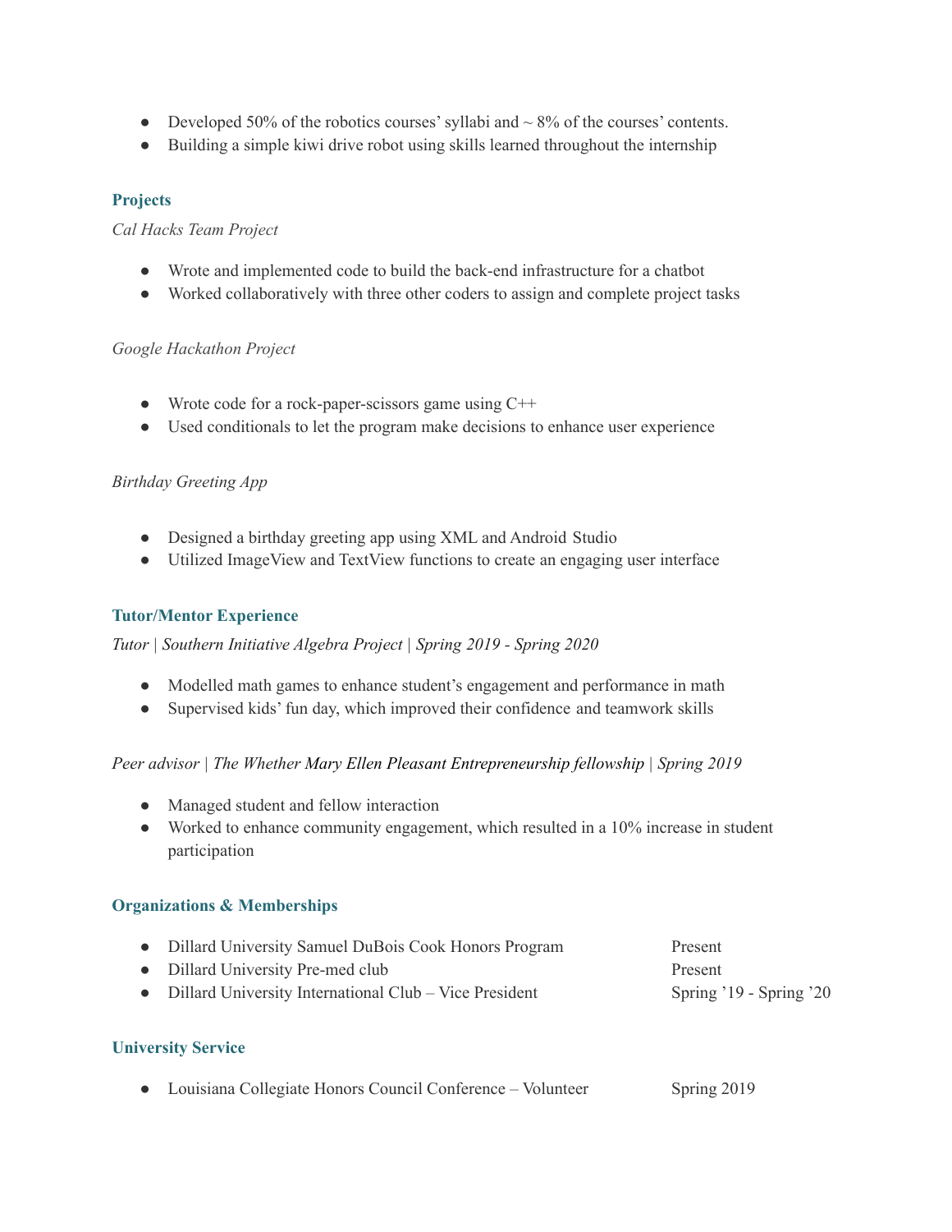- Developed 50% of the robotics courses' syllabi and ~ 8% of the courses' contents.
- Building a simple kiwi drive robot using skills learned throughout the internship

## Projects

*Cal Hacks Team Project*

- Wrote and implemented code to build the back-end infrastructure for a chatbot
- Worked collaboratively with three other coders to assign and complete project tasks

*Google Hackathon Project*

- Wrote code for a rock-paper-scissors game using C++
- Used conditionals to let the program make decisions to enhance user experience

*Birthday Greeting App*

- Designed a birthday greeting app using XML and Android Studio
- Utilized ImageView and TextView functions to create an engaging user interface

## Tutor/Mentor Experience

*Tutor | Southern Initiative Algebra Project | Spring 2019 - Spring 2020*

- Modelled math games to enhance student's engagement and performance in math
- Supervised kids' fun day, which improved their confidence and teamwork skills

*Peer advisor | The Whether Mary Ellen Pleasant Entrepreneurship fellowship | Spring 2019*

- Managed student and fellow interaction
- Worked to enhance community engagement, which resulted in a 10% increase in student participation

## Organizations & Memberships

- Dillard University Samuel DuBois Cook Honors Program — Present
- Dillard University Pre-med club — Present
- Dillard University International Club – Vice President — Spring '19 - Spring '20

## University Service

- Louisiana Collegiate Honors Council Conference – Volunteer — Spring 2019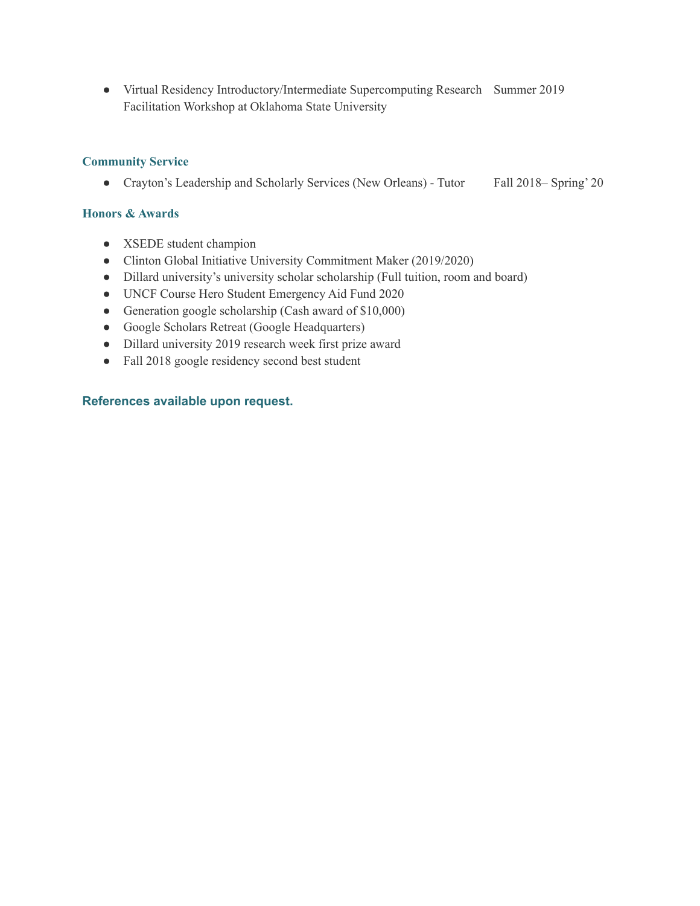- Virtual Residency Introductory/Intermediate Supercomputing Research Facilitation Workshop at Oklahoma State University — Summer 2019

## Community Service

- Crayton's Leadership and Scholarly Services (New Orleans) - Tutor — Fall 2018– Spring' 20

## Honors & Awards

- XSEDE student champion
- Clinton Global Initiative University Commitment Maker (2019/2020)
- Dillard university's university scholar scholarship (Full tuition, room and board)
- UNCF Course Hero Student Emergency Aid Fund 2020
- Generation google scholarship (Cash award of $10,000)
- Google Scholars Retreat (Google Headquarters)
- Dillard university 2019 research week first prize award
- Fall 2018 google residency second best student

**References available upon request.**